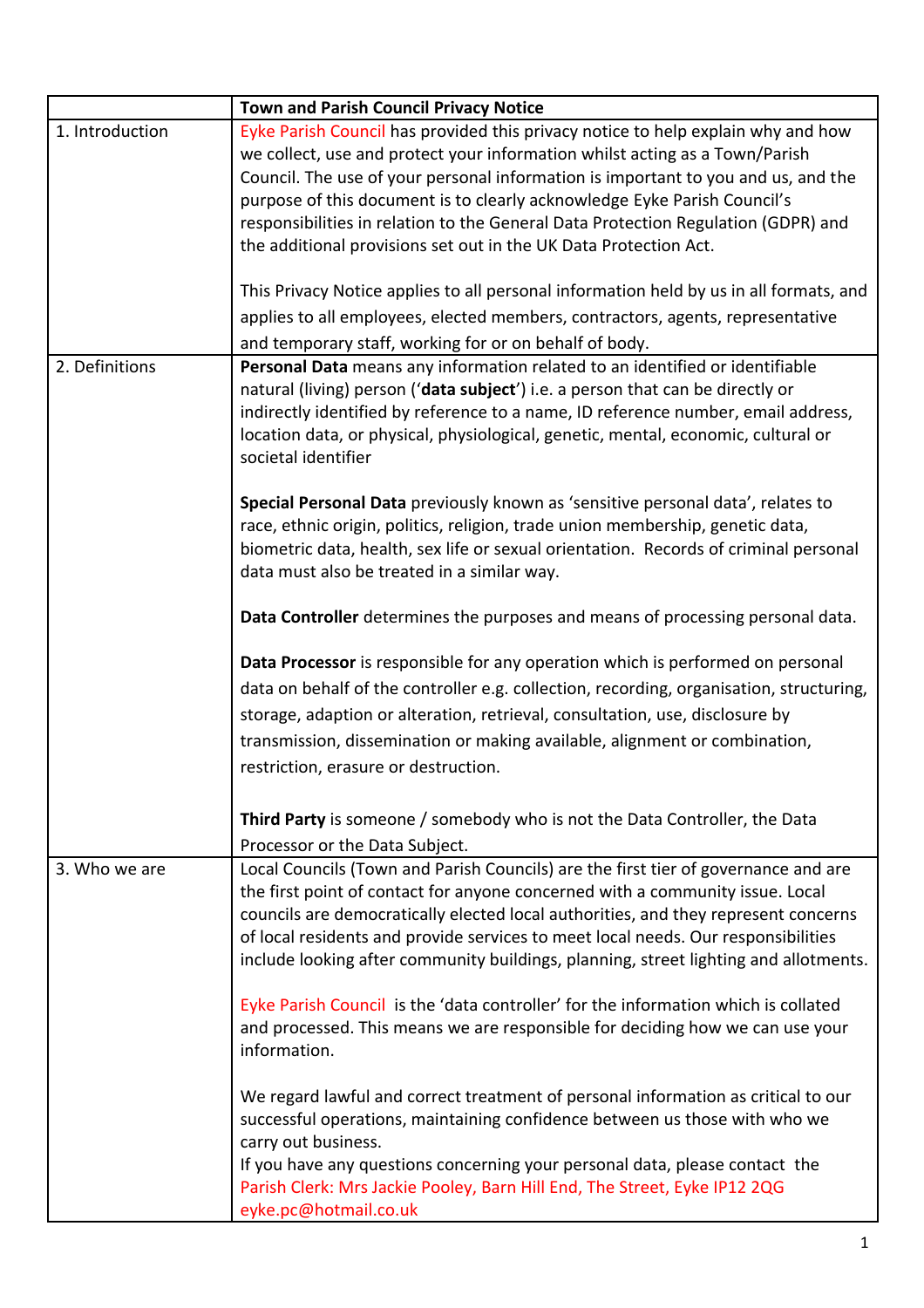| | Town and Parish Council Privacy Notice |
|---|---|
| 1. Introduction | Eyke Parish Council has provided this privacy notice to help explain why and how we collect, use and protect your information whilst acting as a Town/Parish Council. The use of your personal information is important to you and us, and the purpose of this document is to clearly acknowledge Eyke Parish Council's responsibilities in relation to the General Data Protection Regulation (GDPR) and the additional provisions set out in the UK Data Protection Act.<br><br>This Privacy Notice applies to all personal information held by us in all formats, and applies to all employees, elected members, contractors, agents, representative and temporary staff, working for or on behalf of body. |
| 2. Definitions | **Personal Data** means any information related to an identified or identifiable natural (living) person ('**data subject**') i.e. a person that can be directly or indirectly identified by reference to a name, ID reference number, email address, location data, or physical, physiological, genetic, mental, economic, cultural or societal identifier<br><br>**Special Personal Data** previously known as 'sensitive personal data', relates to race, ethnic origin, politics, religion, trade union membership, genetic data, biometric data, health, sex life or sexual orientation. Records of criminal personal data must also be treated in a similar way.<br><br>**Data Controller** determines the purposes and means of processing personal data.<br><br>**Data Processor** is responsible for any operation which is performed on personal data on behalf of the controller e.g. collection, recording, organisation, structuring, storage, adaption or alteration, retrieval, consultation, use, disclosure by transmission, dissemination or making available, alignment or combination, restriction, erasure or destruction.<br><br>**Third Party** is someone / somebody who is not the Data Controller, the Data Processor or the Data Subject. |
| 3. Who we are | Local Councils (Town and Parish Councils) are the first tier of governance and are the first point of contact for anyone concerned with a community issue. Local councils are democratically elected local authorities, and they represent concerns of local residents and provide services to meet local needs. Our responsibilities include looking after community buildings, planning, street lighting and allotments.<br><br>Eyke Parish Council is the 'data controller' for the information which is collated and processed. This means we are responsible for deciding how we can use your information.<br><br>We regard lawful and correct treatment of personal information as critical to our successful operations, maintaining confidence between us those with who we carry out business.<br>If you have any questions concerning your personal data, please contact the Parish Clerk: Mrs Jackie Pooley, Barn Hill End, The Street, Eyke IP12 2QG eyke.pc@hotmail.co.uk |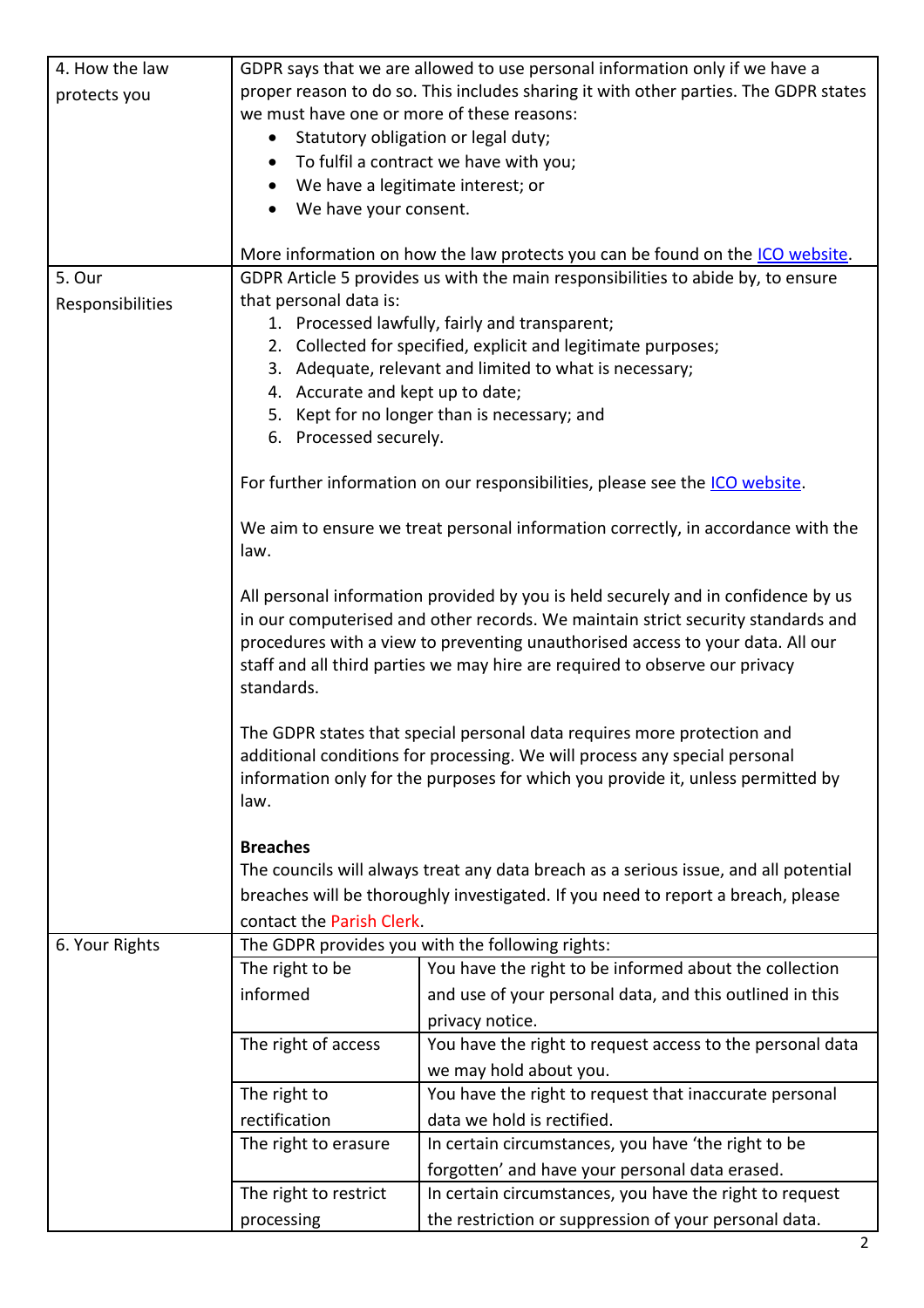| | |
|---|---|
| 4. How the law protects you | GDPR says that we are allowed to use personal information only if we have a proper reason to do so. This includes sharing it with other parties. The GDPR states we must have one or more of these reasons:<br>• Statutory obligation or legal duty;<br>• To fulfil a contract we have with you;<br>• We have a legitimate interest; or<br>• We have your consent.<br><br>More information on how the law protects you can be found on the ICO website. |
| 5. Our Responsibilities | GDPR Article 5 provides us with the main responsibilities to abide by, to ensure that personal data is:<br>1. Processed lawfully, fairly and transparent;<br>2. Collected for specified, explicit and legitimate purposes;<br>3. Adequate, relevant and limited to what is necessary;<br>4. Accurate and kept up to date;<br>5. Kept for no longer than is necessary; and<br>6. Processed securely.<br><br>For further information on our responsibilities, please see the ICO website.<br><br>We aim to ensure we treat personal information correctly, in accordance with the law.<br><br>All personal information provided by you is held securely and in confidence by us in our computerised and other records. We maintain strict security standards and procedures with a view to preventing unauthorised access to your data. All our staff and all third parties we may hire are required to observe our privacy standards.<br><br>The GDPR states that special personal data requires more protection and additional conditions for processing. We will process any special personal information only for the purposes for which you provide it, unless permitted by law.<br><br>**Breaches**<br>The councils will always treat any data breach as a serious issue, and all potential breaches will be thoroughly investigated. If you need to report a breach, please contact the Parish Clerk. |

| 6. Your Rights | The GDPR provides you with the following rights: | |
|---|---|---|
| | The right to be informed | You have the right to be informed about the collection and use of your personal data, and this outlined in this privacy notice. |
| | The right of access | You have the right to request access to the personal data we may hold about you. |
| | The right to rectification | You have the right to request that inaccurate personal data we hold is rectified. |
| | The right to erasure | In certain circumstances, you have 'the right to be forgotten' and have your personal data erased. |
| | The right to restrict processing | In certain circumstances, you have the right to request the restriction or suppression of your personal data. |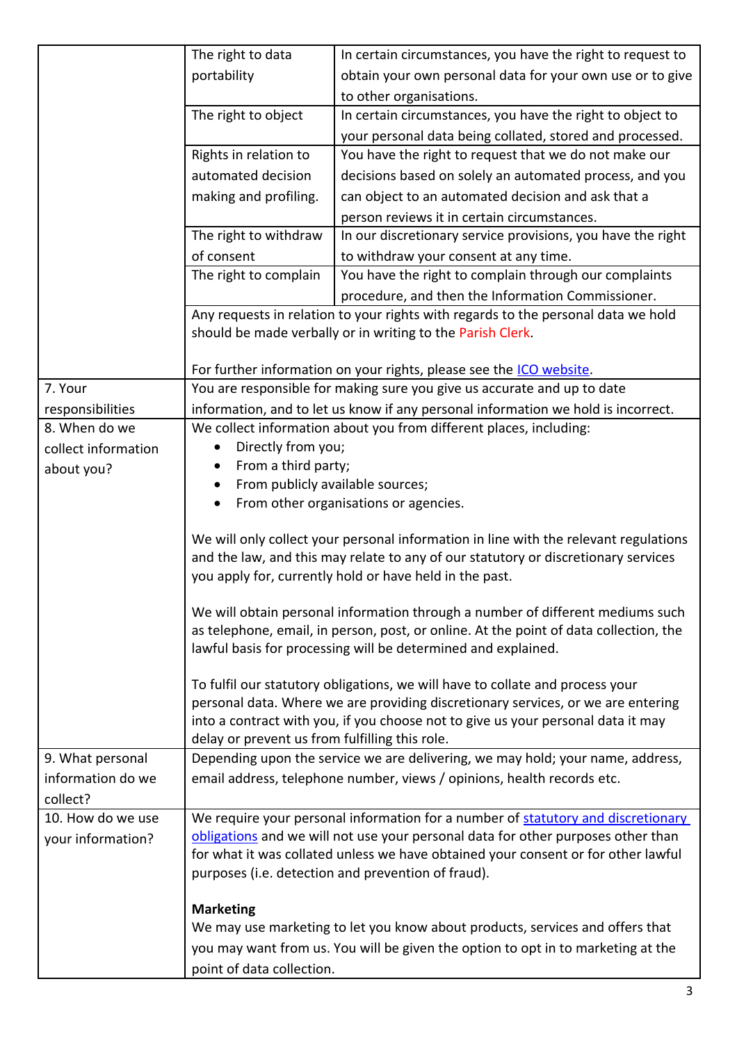| | | |
|---|---|---|
| | The right to data portability | In certain circumstances, you have the right to request to obtain your own personal data for your own use or to give to other organisations. |
| | The right to object | In certain circumstances, you have the right to object to your personal data being collated, stored and processed. |
| | Rights in relation to automated decision making and profiling. | You have the right to request that we do not make our decisions based on solely an automated process, and you can object to an automated decision and ask that a person reviews it in certain circumstances. |
| | The right to withdraw of consent | In our discretionary service provisions, you have the right to withdraw your consent at any time. |
| | The right to complain | You have the right to complain through our complaints procedure, and then the Information Commissioner. |
| | Any requests in relation to your rights with regards to the personal data we hold should be made verbally or in writing to the Parish Clerk.<br><br>For further information on your rights, please see the [ICO website](). | |
| 7. Your responsibilities | You are responsible for making sure you give us accurate and up to date information, and to let us know if any personal information we hold is incorrect. | |
| 8. When do we collect information about you? | We collect information about you from different places, including:<br>• Directly from you;<br>• From a third party;<br>• From publicly available sources;<br>• From other organisations or agencies.<br><br>We will only collect your personal information in line with the relevant regulations and the law, and this may relate to any of our statutory or discretionary services you apply for, currently hold or have held in the past.<br><br>We will obtain personal information through a number of different mediums such as telephone, email, in person, post, or online. At the point of data collection, the lawful basis for processing will be determined and explained.<br><br>To fulfil our statutory obligations, we will have to collate and process your personal data. Where we are providing discretionary services, or we are entering into a contract with you, if you choose not to give us your personal data it may delay or prevent us from fulfilling this role. | |
| 9. What personal information do we collect? | Depending upon the service we are delivering, we may hold; your name, address, email address, telephone number, views / opinions, health records etc. | |
| 10. How do we use your information? | We require your personal information for a number of [statutory and discretionary obligations]() and we will not use your personal data for other purposes other than for what it was collated unless we have obtained your consent or for other lawful purposes (i.e. detection and prevention of fraud).<br><br>**Marketing**<br>We may use marketing to let you know about products, services and offers that you may want from us. You will be given the option to opt in to marketing at the point of data collection. | |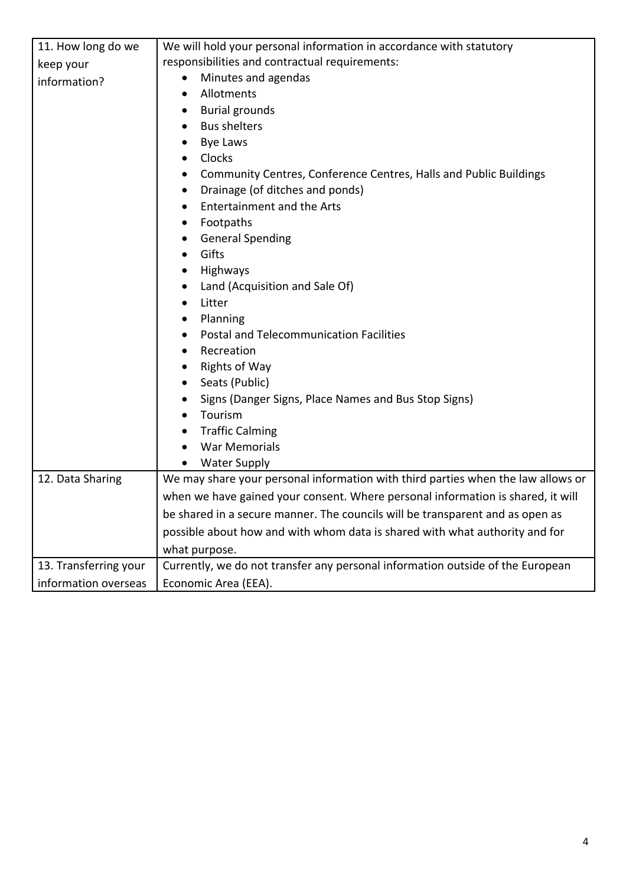| | |
|---|---|
| 11. How long do we keep your information? | We will hold your personal information in accordance with statutory responsibilities and contractual requirements:<br>• Minutes and agendas<br>• Allotments<br>• Burial grounds<br>• Bus shelters<br>• Bye Laws<br>• Clocks<br>• Community Centres, Conference Centres, Halls and Public Buildings<br>• Drainage (of ditches and ponds)<br>• Entertainment and the Arts<br>• Footpaths<br>• General Spending<br>• Gifts<br>• Highways<br>• Land (Acquisition and Sale Of)<br>• Litter<br>• Planning<br>• Postal and Telecommunication Facilities<br>• Recreation<br>• Rights of Way<br>• Seats (Public)<br>• Signs (Danger Signs, Place Names and Bus Stop Signs)<br>• Tourism<br>• Traffic Calming<br>• War Memorials<br>• Water Supply |
| 12. Data Sharing | We may share your personal information with third parties when the law allows or when we have gained your consent. Where personal information is shared, it will be shared in a secure manner. The councils will be transparent and as open as possible about how and with whom data is shared with what authority and for what purpose. |
| 13. Transferring your information overseas | Currently, we do not transfer any personal information outside of the European Economic Area (EEA). |